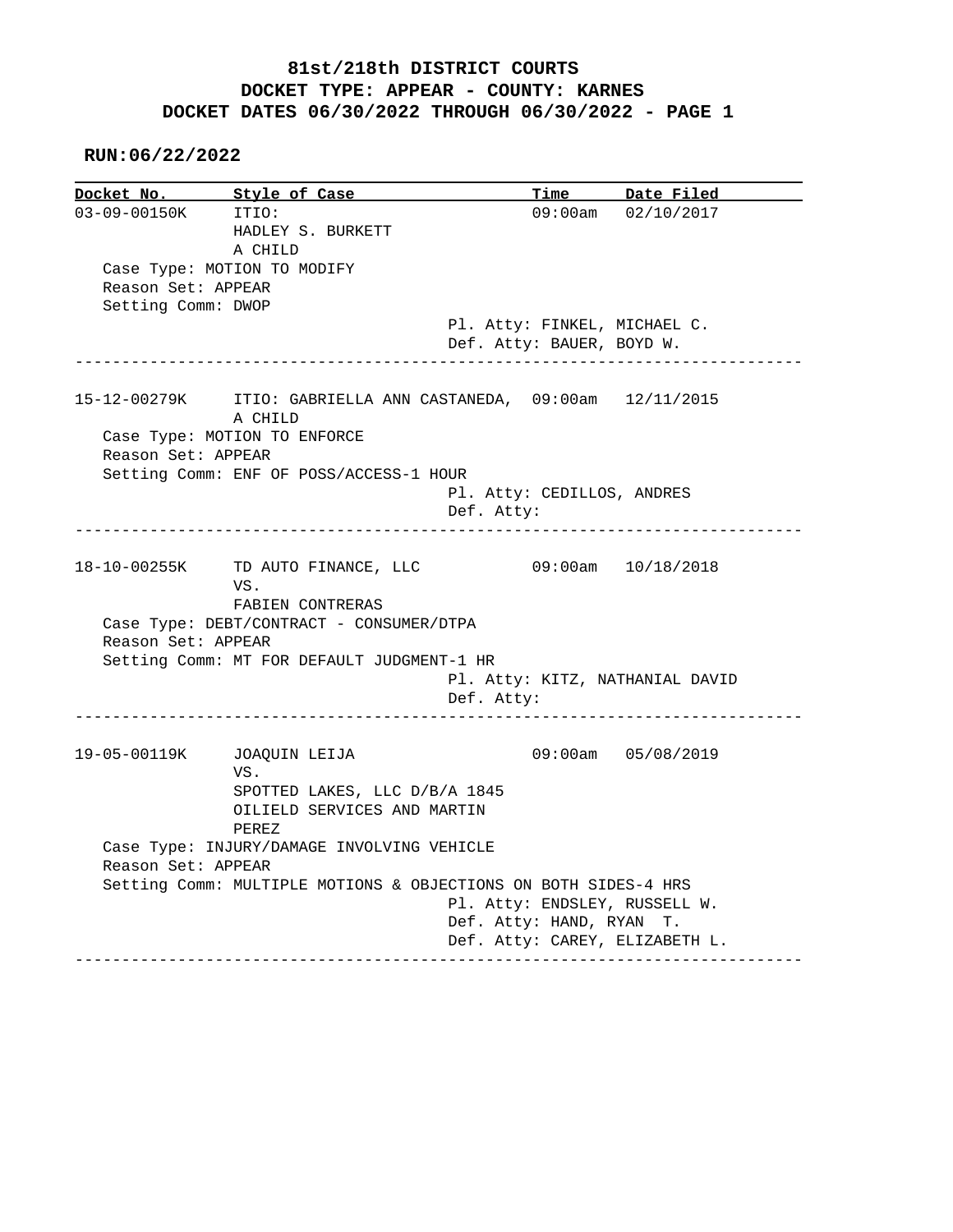# 81st/218th DISTRICT COURTS
## DOCKET TYPE: APPEAR - COUNTY: KARNES
## DOCKET DATES 06/30/2022 THROUGH 06/30/2022 - PAGE 1

**RUN:06/22/2022**

| Docket No. | Style of Case | Time | Date Filed |
|---|---|---|---|
| 03-09-00150K | ITIO: HADLEY S. BURKETT A CHILD | 09:00am | 02/10/2017 |

Case Type: MOTION TO MODIFY
Reason Set: APPEAR
Setting Comm: DWOP
Pl. Atty: FINKEL, MICHAEL C.
Def. Atty: BAUER, BOYD W.

---

| Docket No. | Style of Case | Time | Date Filed |
|---|---|---|---|
| 15-12-00279K | ITIO: GABRIELLA ANN CASTANEDA, A CHILD | 09:00am | 12/11/2015 |

Case Type: MOTION TO ENFORCE
Reason Set: APPEAR
Setting Comm: ENF OF POSS/ACCESS-1 HOUR
Pl. Atty: CEDILLOS, ANDRES
Def. Atty:

---

| Docket No. | Style of Case | Time | Date Filed |
|---|---|---|---|
| 18-10-00255K | TD AUTO FINANCE, LLC VS. FABIEN CONTRERAS | 09:00am | 10/18/2018 |

Case Type: DEBT/CONTRACT - CONSUMER/DTPA
Reason Set: APPEAR
Setting Comm: MT FOR DEFAULT JUDGMENT-1 HR
Pl. Atty: KITZ, NATHANIAL DAVID
Def. Atty:

---

| Docket No. | Style of Case | Time | Date Filed |
|---|---|---|---|
| 19-05-00119K | JOAQUIN LEIJA VS. SPOTTED LAKES, LLC D/B/A 1845 OILIELD SERVICES AND MARTIN PEREZ | 09:00am | 05/08/2019 |

Case Type: INJURY/DAMAGE INVOLVING VEHICLE
Reason Set: APPEAR
Setting Comm: MULTIPLE MOTIONS & OBJECTIONS ON BOTH SIDES-4 HRS
Pl. Atty: ENDSLEY, RUSSELL W.
Def. Atty: HAND, RYAN T.
Def. Atty: CAREY, ELIZABETH L.

---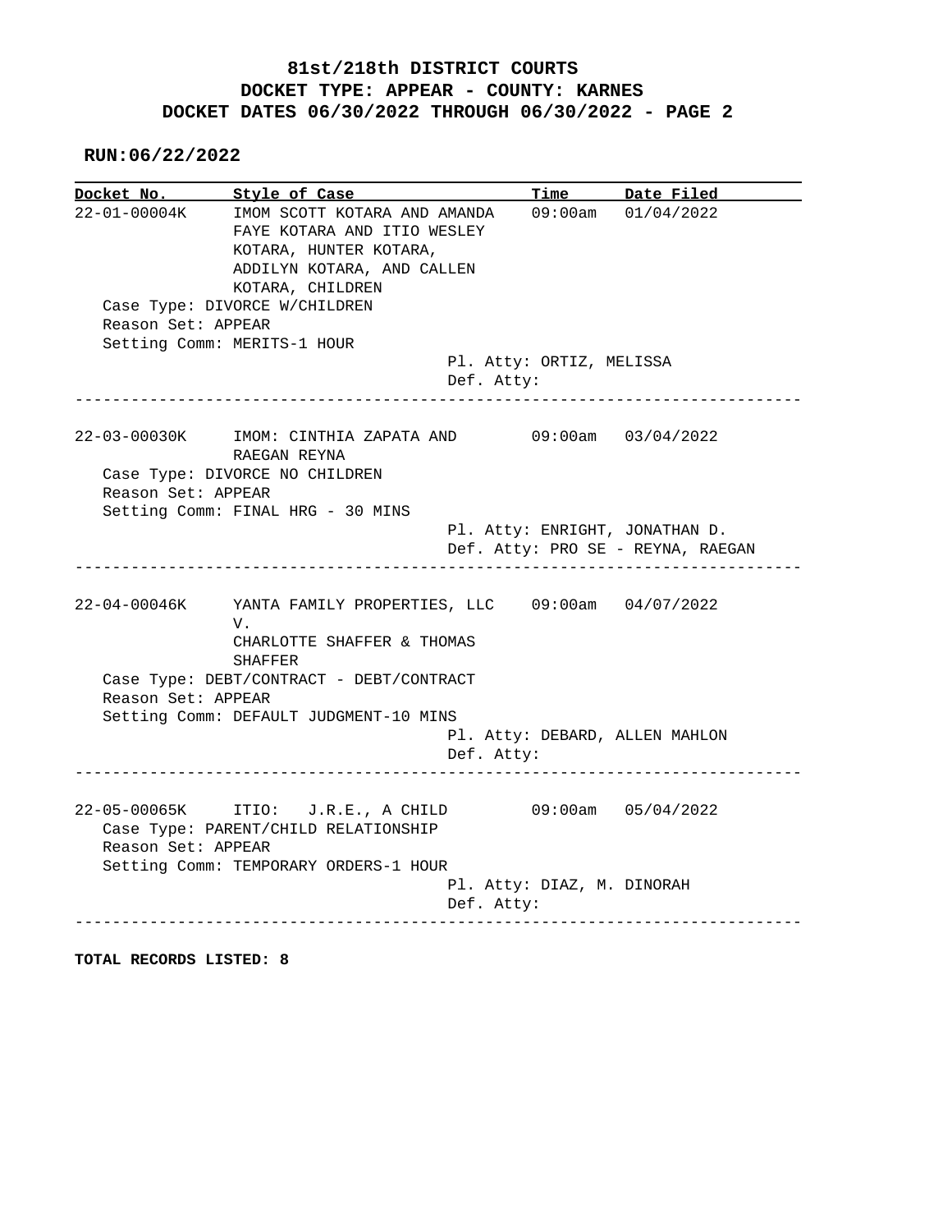# 81st/218th DISTRICT COURTS
## DOCKET TYPE: APPEAR - COUNTY: KARNES
## DOCKET DATES 06/30/2022 THROUGH 06/30/2022 - PAGE 2

**RUN:06/22/2022**

| Docket No. | Style of Case | Time | Date Filed |
|---|---|---|---|
| 22-01-00004K | IMOM SCOTT KOTARA AND AMANDA FAYE KOTARA AND ITIO WESLEY KOTARA, HUNTER KOTARA, ADDILYN KOTARA, AND CALLEN KOTARA, CHILDREN | 09:00am | 01/04/2022 |

Case Type: DIVORCE W/CHILDREN
Reason Set: APPEAR
Setting Comm: MERITS-1 HOUR
Pl. Atty: ORTIZ, MELISSA
Def. Atty:

---

| Docket No. | Style of Case | Time | Date Filed |
|---|---|---|---|
| 22-03-00030K | IMOM: CINTHIA ZAPATA AND RAEGAN REYNA | 09:00am | 03/04/2022 |

Case Type: DIVORCE NO CHILDREN
Reason Set: APPEAR
Setting Comm: FINAL HRG - 30 MINS
Pl. Atty: ENRIGHT, JONATHAN D.
Def. Atty: PRO SE - REYNA, RAEGAN

---

| Docket No. | Style of Case | Time | Date Filed |
|---|---|---|---|
| 22-04-00046K | YANTA FAMILY PROPERTIES, LLC V. CHARLOTTE SHAFFER & THOMAS SHAFFER | 09:00am | 04/07/2022 |

Case Type: DEBT/CONTRACT - DEBT/CONTRACT
Reason Set: APPEAR
Setting Comm: DEFAULT JUDGMENT-10 MINS
Pl. Atty: DEBARD, ALLEN MAHLON
Def. Atty:

---

| Docket No. | Style of Case | Time | Date Filed |
|---|---|---|---|
| 22-05-00065K | ITIO: J.R.E., A CHILD | 09:00am | 05/04/2022 |

Case Type: PARENT/CHILD RELATIONSHIP
Reason Set: APPEAR
Setting Comm: TEMPORARY ORDERS-1 HOUR
Pl. Atty: DIAZ, M. DINORAH
Def. Atty:

---

**TOTAL RECORDS LISTED: 8**